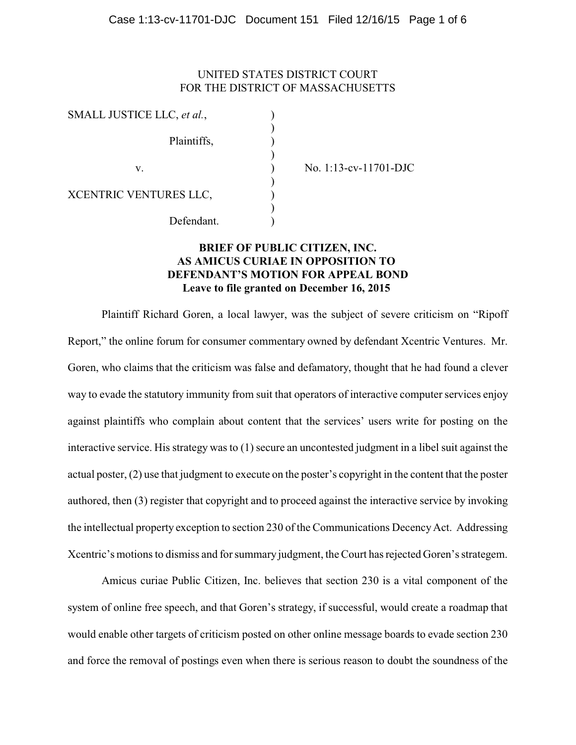UNITED STATES DISTRICT COURT
FOR THE DISTRICT OF MASSACHUSETTS

| | | |
|---|---|---|
| SMALL JUSTICE LLC, *et al.*, | ) | |
| Plaintiffs, | ) | |
| v. | ) | No. 1:13-cv-11701-DJC |
| XCENTRIC VENTURES LLC, | ) | |
| Defendant. | ) | |

**BRIEF OF PUBLIC CITIZEN, INC.
AS AMICUS CURIAE IN OPPOSITION TO
DEFENDANT'S MOTION FOR APPEAL BOND
Leave to file granted on December 16, 2015**

Plaintiff Richard Goren, a local lawyer, was the subject of severe criticism on "Ripoff Report," the online forum for consumer commentary owned by defendant Xcentric Ventures. Mr. Goren, who claims that the criticism was false and defamatory, thought that he had found a clever way to evade the statutory immunity from suit that operators of interactive computer services enjoy against plaintiffs who complain about content that the services' users write for posting on the interactive service. His strategy was to (1) secure an uncontested judgment in a libel suit against the actual poster, (2) use that judgment to execute on the poster's copyright in the content that the poster authored, then (3) register that copyright and to proceed against the interactive service by invoking the intellectual property exception to section 230 of the Communications Decency Act. Addressing Xcentric's motions to dismiss and for summary judgment, the Court has rejected Goren's strategem.

Amicus curiae Public Citizen, Inc. believes that section 230 is a vital component of the system of online free speech, and that Goren's strategy, if successful, would create a roadmap that would enable other targets of criticism posted on other online message boards to evade section 230 and force the removal of postings even when there is serious reason to doubt the soundness of the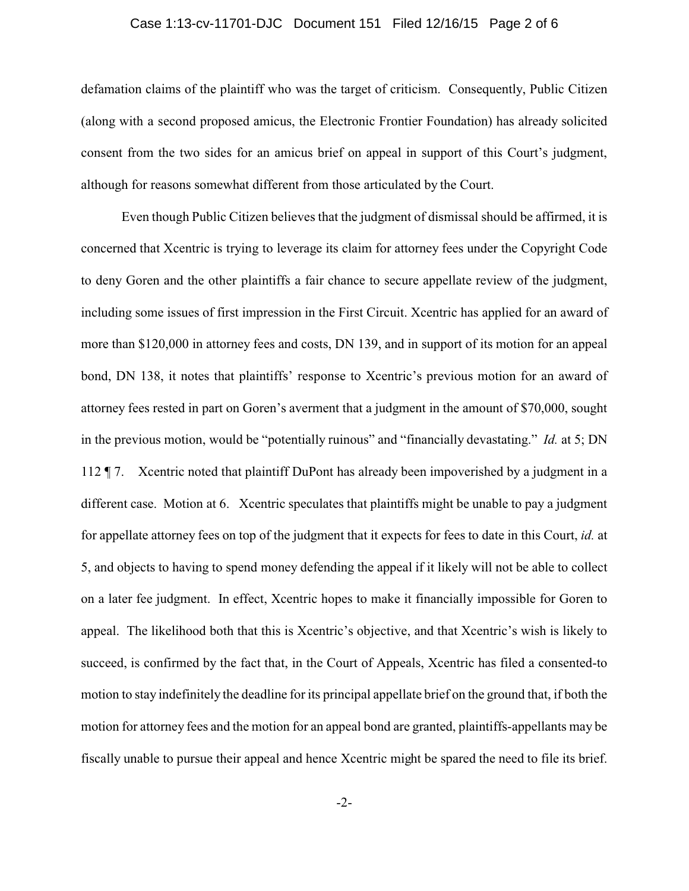defamation claims of the plaintiff who was the target of criticism. Consequently, Public Citizen (along with a second proposed amicus, the Electronic Frontier Foundation) has already solicited consent from the two sides for an amicus brief on appeal in support of this Court's judgment, although for reasons somewhat different from those articulated by the Court.

Even though Public Citizen believes that the judgment of dismissal should be affirmed, it is concerned that Xcentric is trying to leverage its claim for attorney fees under the Copyright Code to deny Goren and the other plaintiffs a fair chance to secure appellate review of the judgment, including some issues of first impression in the First Circuit. Xcentric has applied for an award of more than $120,000 in attorney fees and costs, DN 139, and in support of its motion for an appeal bond, DN 138, it notes that plaintiffs' response to Xcentric's previous motion for an award of attorney fees rested in part on Goren's averment that a judgment in the amount of $70,000, sought in the previous motion, would be "potentially ruinous" and "financially devastating." *Id.* at 5; DN 112 ¶ 7. Xcentric noted that plaintiff DuPont has already been impoverished by a judgment in a different case. Motion at 6. Xcentric speculates that plaintiffs might be unable to pay a judgment for appellate attorney fees on top of the judgment that it expects for fees to date in this Court, *id.* at 5, and objects to having to spend money defending the appeal if it likely will not be able to collect on a later fee judgment. In effect, Xcentric hopes to make it financially impossible for Goren to appeal. The likelihood both that this is Xcentric's objective, and that Xcentric's wish is likely to succeed, is confirmed by the fact that, in the Court of Appeals, Xcentric has filed a consented-to motion to stay indefinitely the deadline for its principal appellate brief on the ground that, if both the motion for attorney fees and the motion for an appeal bond are granted, plaintiffs-appellants may be fiscally unable to pursue their appeal and hence Xcentric might be spared the need to file its brief.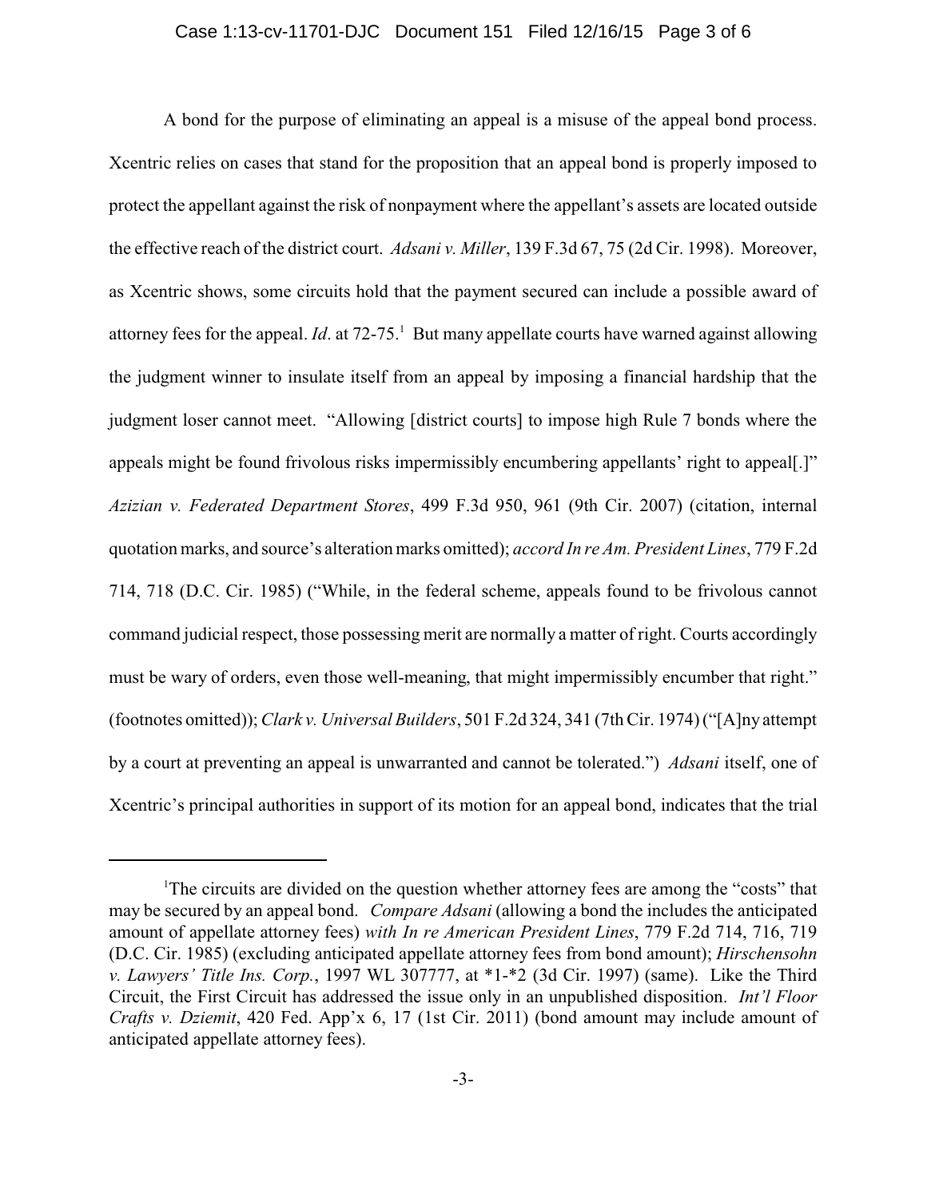A bond for the purpose of eliminating an appeal is a misuse of the appeal bond process. Xcentric relies on cases that stand for the proposition that an appeal bond is properly imposed to protect the appellant against the risk of nonpayment where the appellant's assets are located outside the effective reach of the district court. *Adsani v. Miller*, 139 F.3d 67, 75 (2d Cir. 1998). Moreover, as Xcentric shows, some circuits hold that the payment secured can include a possible award of attorney fees for the appeal. *Id*. at 72-75.[1] But many appellate courts have warned against allowing the judgment winner to insulate itself from an appeal by imposing a financial hardship that the judgment loser cannot meet. "Allowing [district courts] to impose high Rule 7 bonds where the appeals might be found frivolous risks impermissibly encumbering appellants' right to appeal[.]" *Azizian v. Federated Department Stores*, 499 F.3d 950, 961 (9th Cir. 2007) (citation, internal quotation marks, and source's alteration marks omitted); *accord In re Am. President Lines*, 779 F.2d 714, 718 (D.C. Cir. 1985) ("While, in the federal scheme, appeals found to be frivolous cannot command judicial respect, those possessing merit are normally a matter of right. Courts accordingly must be wary of orders, even those well-meaning, that might impermissibly encumber that right." (footnotes omitted)); *Clark v. Universal Builders*, 501 F.2d 324, 341 (7th Cir. 1974) ("[A]ny attempt by a court at preventing an appeal is unwarranted and cannot be tolerated.") *Adsani* itself, one of Xcentric's principal authorities in support of its motion for an appeal bond, indicates that the trial

---

[1] The circuits are divided on the question whether attorney fees are among the "costs" that may be secured by an appeal bond. *Compare Adsani* (allowing a bond the includes the anticipated amount of appellate attorney fees) *with In re American President Lines*, 779 F.2d 714, 716, 719 (D.C. Cir. 1985) (excluding anticipated appellate attorney fees from bond amount); *Hirschensohn v. Lawyers' Title Ins. Corp.*, 1997 WL 307777, at *1-*2 (3d Cir. 1997) (same). Like the Third Circuit, the First Circuit has addressed the issue only in an unpublished disposition. *Int'l Floor Crafts v. Dziemit*, 420 Fed. App'x 6, 17 (1st Cir. 2011) (bond amount may include amount of anticipated appellate attorney fees).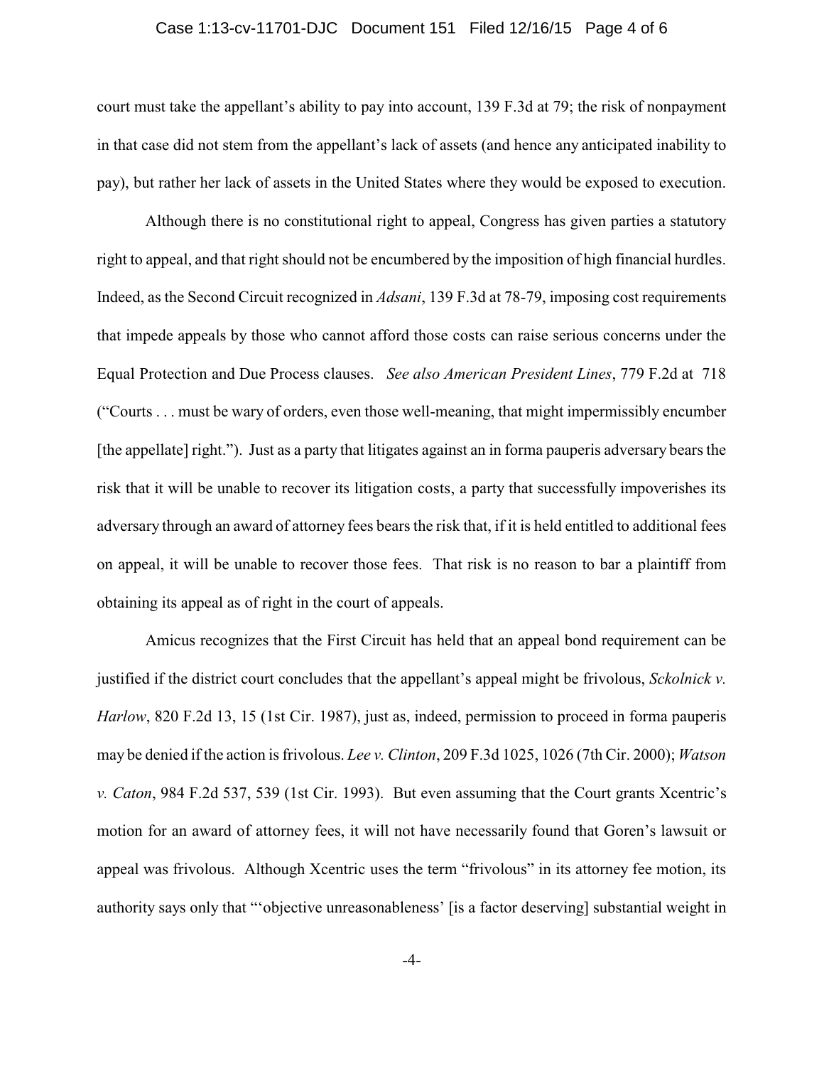court must take the appellant's ability to pay into account, 139 F.3d at 79; the risk of nonpayment in that case did not stem from the appellant's lack of assets (and hence any anticipated inability to pay), but rather her lack of assets in the United States where they would be exposed to execution.

Although there is no constitutional right to appeal, Congress has given parties a statutory right to appeal, and that right should not be encumbered by the imposition of high financial hurdles. Indeed, as the Second Circuit recognized in *Adsani*, 139 F.3d at 78-79, imposing cost requirements that impede appeals by those who cannot afford those costs can raise serious concerns under the Equal Protection and Due Process clauses. *See also American President Lines*, 779 F.2d at 718 ("Courts . . . must be wary of orders, even those well-meaning, that might impermissibly encumber [the appellate] right."). Just as a party that litigates against an in forma pauperis adversary bears the risk that it will be unable to recover its litigation costs, a party that successfully impoverishes its adversary through an award of attorney fees bears the risk that, if it is held entitled to additional fees on appeal, it will be unable to recover those fees. That risk is no reason to bar a plaintiff from obtaining its appeal as of right in the court of appeals.

Amicus recognizes that the First Circuit has held that an appeal bond requirement can be justified if the district court concludes that the appellant's appeal might be frivolous, *Sckolnick v. Harlow*, 820 F.2d 13, 15 (1st Cir. 1987), just as, indeed, permission to proceed in forma pauperis may be denied if the action is frivolous. *Lee v. Clinton*, 209 F.3d 1025, 1026 (7th Cir. 2000); *Watson v. Caton*, 984 F.2d 537, 539 (1st Cir. 1993). But even assuming that the Court grants Xcentric's motion for an award of attorney fees, it will not have necessarily found that Goren's lawsuit or appeal was frivolous. Although Xcentric uses the term "frivolous" in its attorney fee motion, its authority says only that "'objective unreasonableness' [is a factor deserving] substantial weight in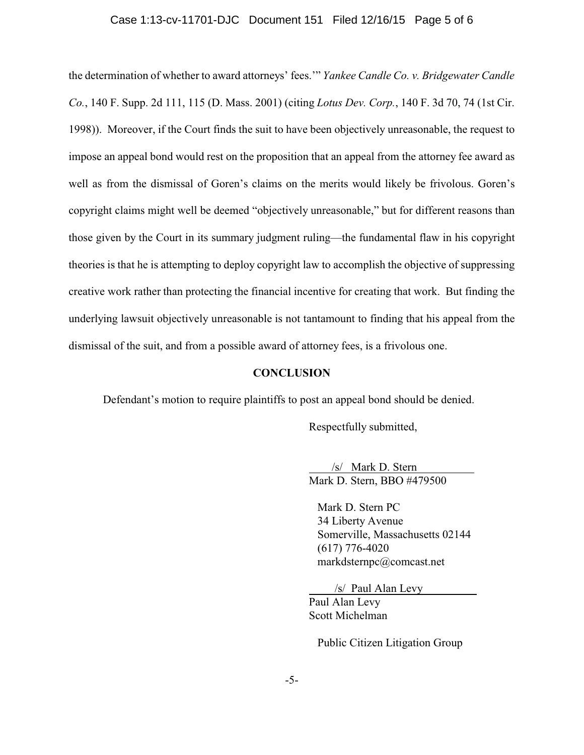the determination of whether to award attorneys' fees.'" *Yankee Candle Co. v. Bridgewater Candle Co.*, 140 F. Supp. 2d 111, 115 (D. Mass. 2001) (citing *Lotus Dev. Corp.*, 140 F. 3d 70, 74 (1st Cir. 1998)). Moreover, if the Court finds the suit to have been objectively unreasonable, the request to impose an appeal bond would rest on the proposition that an appeal from the attorney fee award as well as from the dismissal of Goren's claims on the merits would likely be frivolous. Goren's copyright claims might well be deemed "objectively unreasonable," but for different reasons than those given by the Court in its summary judgment ruling—the fundamental flaw in his copyright theories is that he is attempting to deploy copyright law to accomplish the objective of suppressing creative work rather than protecting the financial incentive for creating that work. But finding the underlying lawsuit objectively unreasonable is not tantamount to finding that his appeal from the dismissal of the suit, and from a possible award of attorney fees, is a frivolous one.

**CONCLUSION**

Defendant's motion to require plaintiffs to post an appeal bond should be denied.

Respectfully submitted,

/s/ Mark D. Stern
Mark D. Stern, BBO #479500

Mark D. Stern PC
34 Liberty Avenue
Somerville, Massachusetts 02144
(617) 776-4020
markdsternpc@comcast.net

/s/ Paul Alan Levy
Paul Alan Levy
Scott Michelman

Public Citizen Litigation Group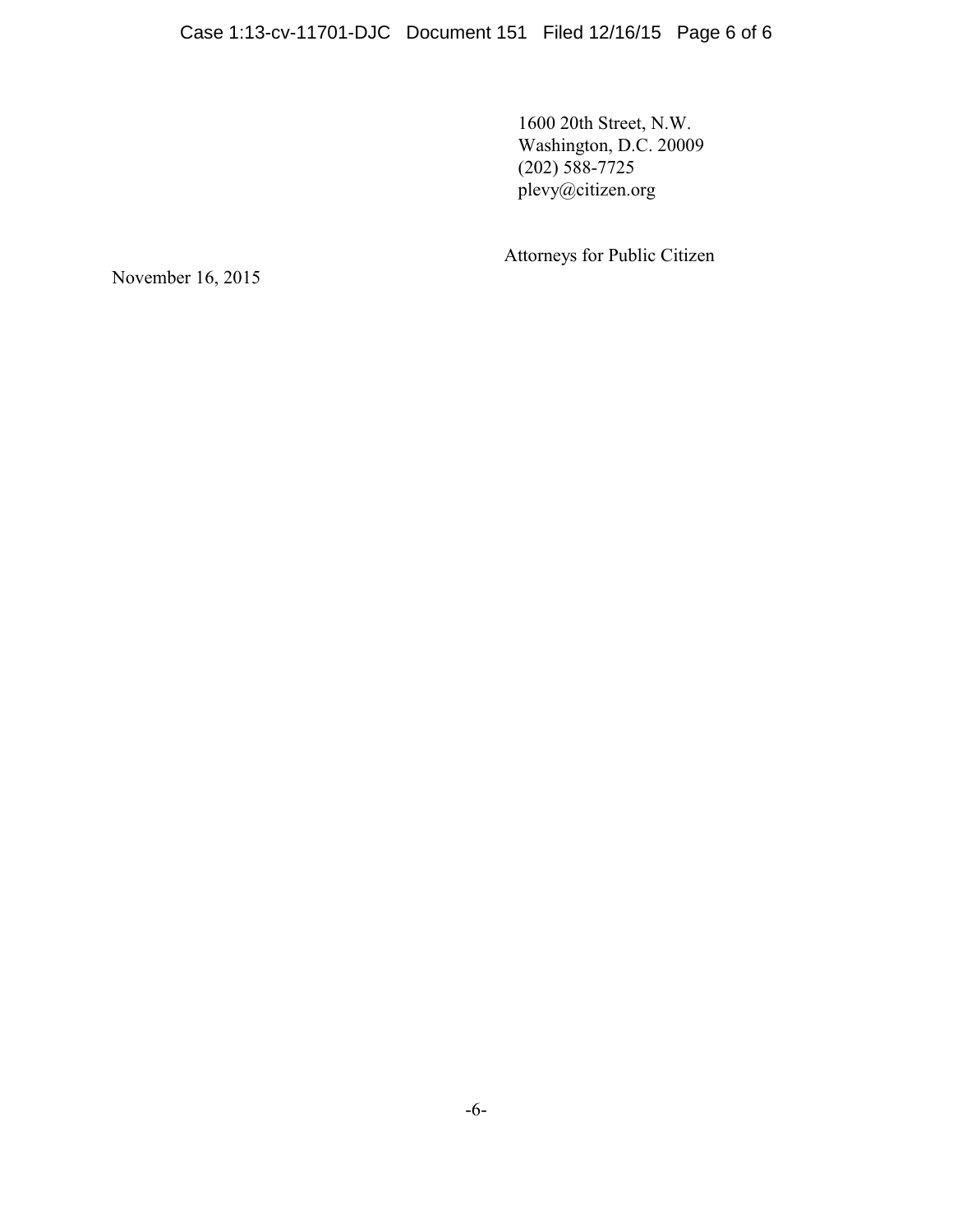1600 20th Street, N.W.
Washington, D.C. 20009
(202) 588-7725
plevy@citizen.org

Attorneys for Public Citizen

November 16, 2015